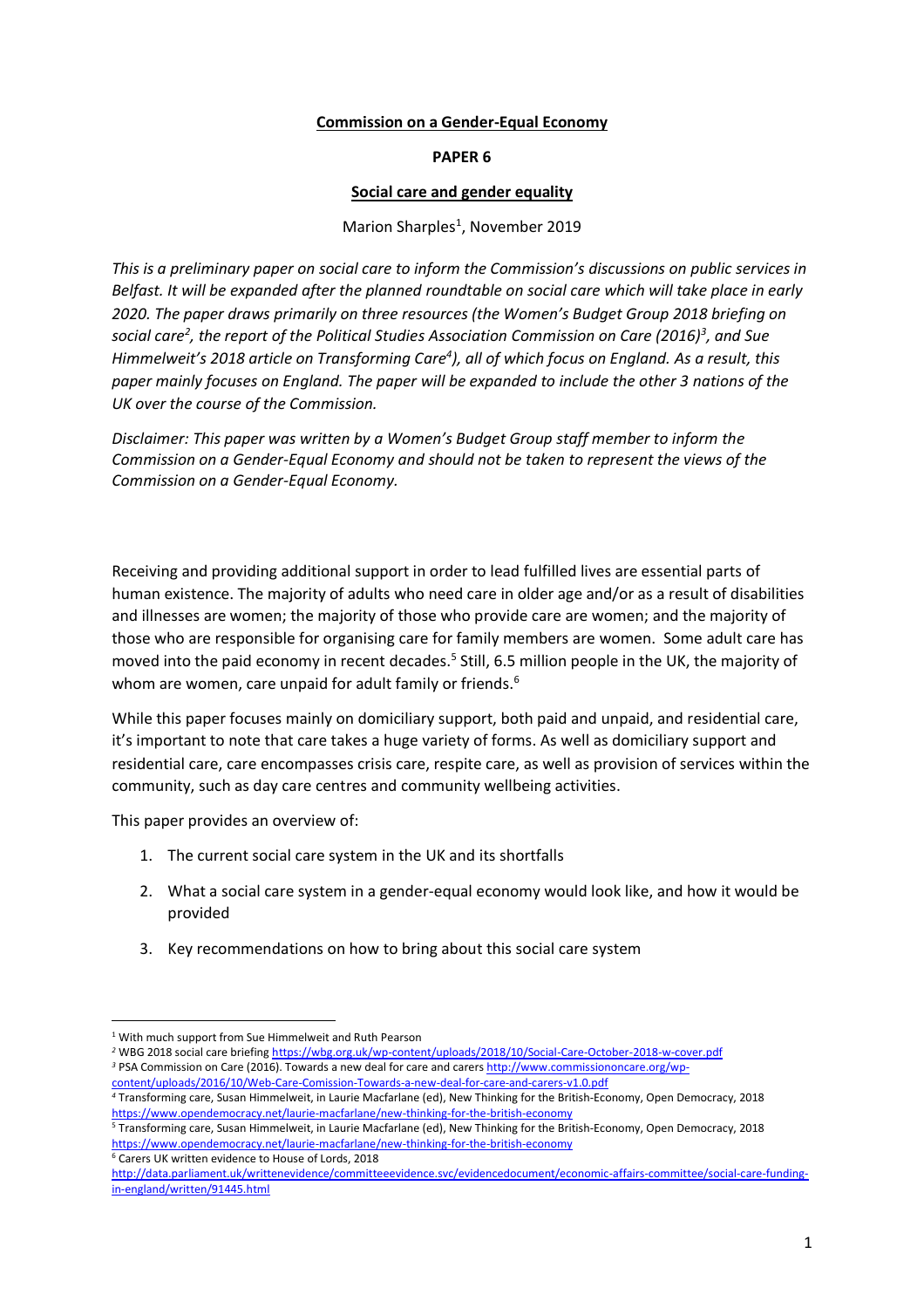# Commission on a Gender-Equal Economy

## PAPER 6

## Social care and gender equality

Marion Sharples[1], November 2019

*This is a preliminary paper on social care to inform the Commission's discussions on public services in Belfast. It will be expanded after the planned roundtable on social care which will take place in early 2020. The paper draws primarily on three resources (the Women's Budget Group 2018 briefing on social care[2], the report of the Political Studies Association Commission on Care (2016)[3], and Sue Himmelweit's 2018 article on Transforming Care[4]), all of which focus on England. As a result, this paper mainly focuses on England. The paper will be expanded to include the other 3 nations of the UK over the course of the Commission.*

*Disclaimer: This paper was written by a Women's Budget Group staff member to inform the Commission on a Gender-Equal Economy and should not be taken to represent the views of the Commission on a Gender-Equal Economy.*

Receiving and providing additional support in order to lead fulfilled lives are essential parts of human existence. The majority of adults who need care in older age and/or as a result of disabilities and illnesses are women; the majority of those who provide care are women; and the majority of those who are responsible for organising care for family members are women. Some adult care has moved into the paid economy in recent decades.[5] Still, 6.5 million people in the UK, the majority of whom are women, care unpaid for adult family or friends.[6]

While this paper focuses mainly on domiciliary support, both paid and unpaid, and residential care, it's important to note that care takes a huge variety of forms. As well as domiciliary support and residential care, care encompasses crisis care, respite care, as well as provision of services within the community, such as day care centres and community wellbeing activities.

This paper provides an overview of:

1. The current social care system in the UK and its shortfalls
2. What a social care system in a gender-equal economy would look like, and how it would be provided
3. Key recommendations on how to bring about this social care system

---

[1] With much support from Sue Himmelweit and Ruth Pearson

[2] WBG 2018 social care briefing https://wbg.org.uk/wp-content/uploads/2018/10/Social-Care-October-2018-w-cover.pdf

[3] PSA Commission on Care (2016). Towards a new deal for care and carers http://www.commissiononcare.org/wp-content/uploads/2016/10/Web-Care-Comission-Towards-a-new-deal-for-care-and-carers-v1.0.pdf

[4] Transforming care, Susan Himmelweit, in Laurie Macfarlane (ed), New Thinking for the British-Economy, Open Democracy, 2018 https://www.opendemocracy.net/laurie-macfarlane/new-thinking-for-the-british-economy

[5] Transforming care, Susan Himmelweit, in Laurie Macfarlane (ed), New Thinking for the British-Economy, Open Democracy, 2018 https://www.opendemocracy.net/laurie-macfarlane/new-thinking-for-the-british-economy

[6] Carers UK written evidence to House of Lords, 2018 http://data.parliament.uk/writtenevidence/committeeevidence.svc/evidencedocument/economic-affairs-committee/social-care-funding-in-england/written/91445.html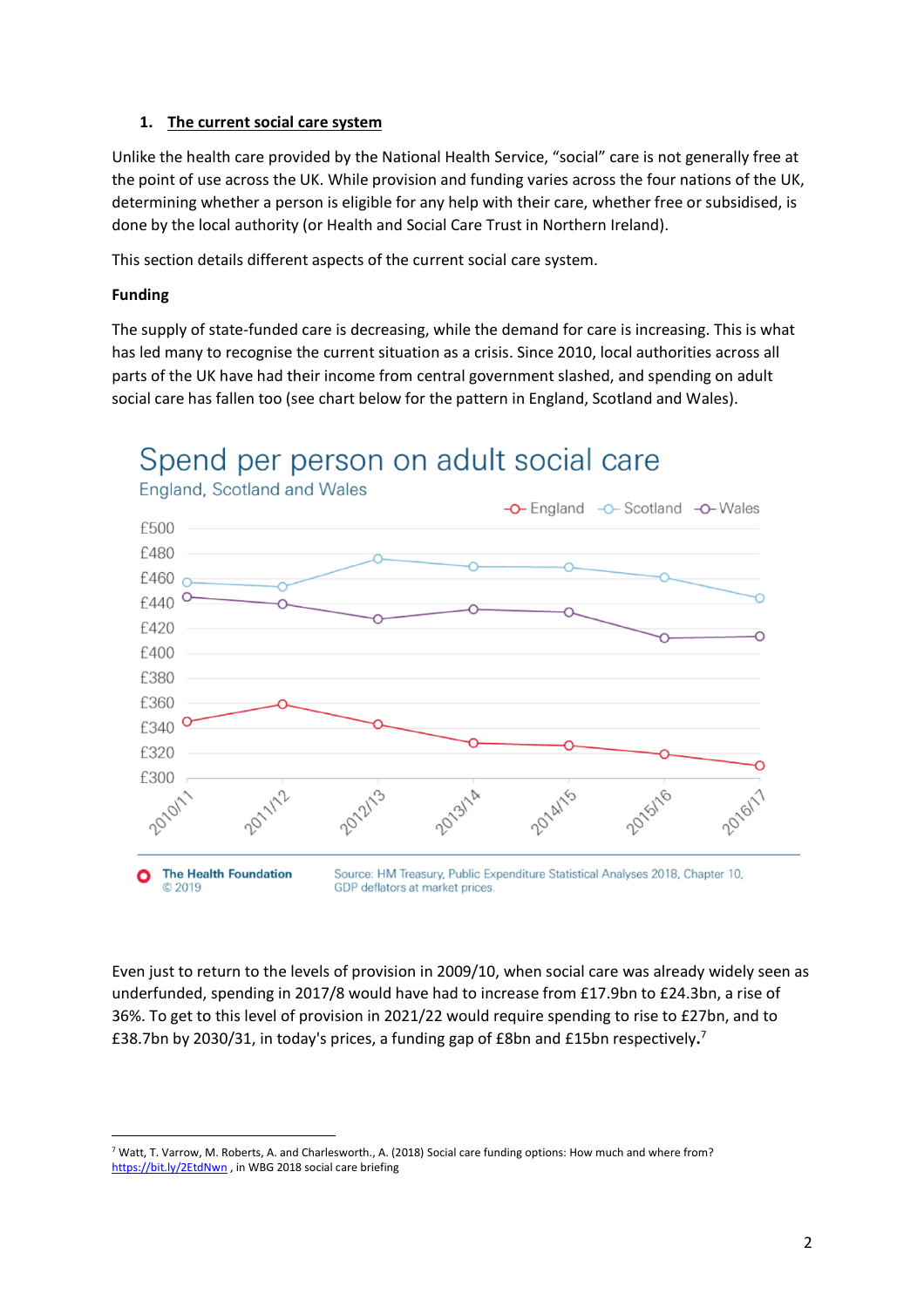1. **The current social care system**

Unlike the health care provided by the National Health Service, "social" care is not generally free at the point of use across the UK. While provision and funding varies across the four nations of the UK, determining whether a person is eligible for any help with their care, whether free or subsidised, is done by the local authority (or Health and Social Care Trust in Northern Ireland).

This section details different aspects of the current social care system.

**Funding**

The supply of state-funded care is decreasing, while the demand for care is increasing. This is what has led many to recognise the current situation as a crisis. Since 2010, local authorities across all parts of the UK have had their income from central government slashed, and spending on adult social care has fallen too (see chart below for the pattern in England, Scotland and Wales).

Spend per person on adult social care

England, Scotland and Wales

The Health Foundation © 2019 — Source: HM Treasury, Public Expenditure Statistical Analyses 2018, Chapter 10, GDP deflators at market prices.

Even just to return to the levels of provision in 2009/10, when social care was already widely seen as underfunded, spending in 2017/8 would have had to increase from £17.9bn to £24.3bn, a rise of 36%. To get to this level of provision in 2021/22 would require spending to rise to £27bn, and to £38.7bn by 2030/31, in today's prices, a funding gap of £8bn and £15bn respectively.[7]

---

[7] Watt, T. Varrow, M. Roberts, A. and Charlesworth., A. (2018) Social care funding options: How much and where from? https://bit.ly/2EtdNwn , in WBG 2018 social care briefing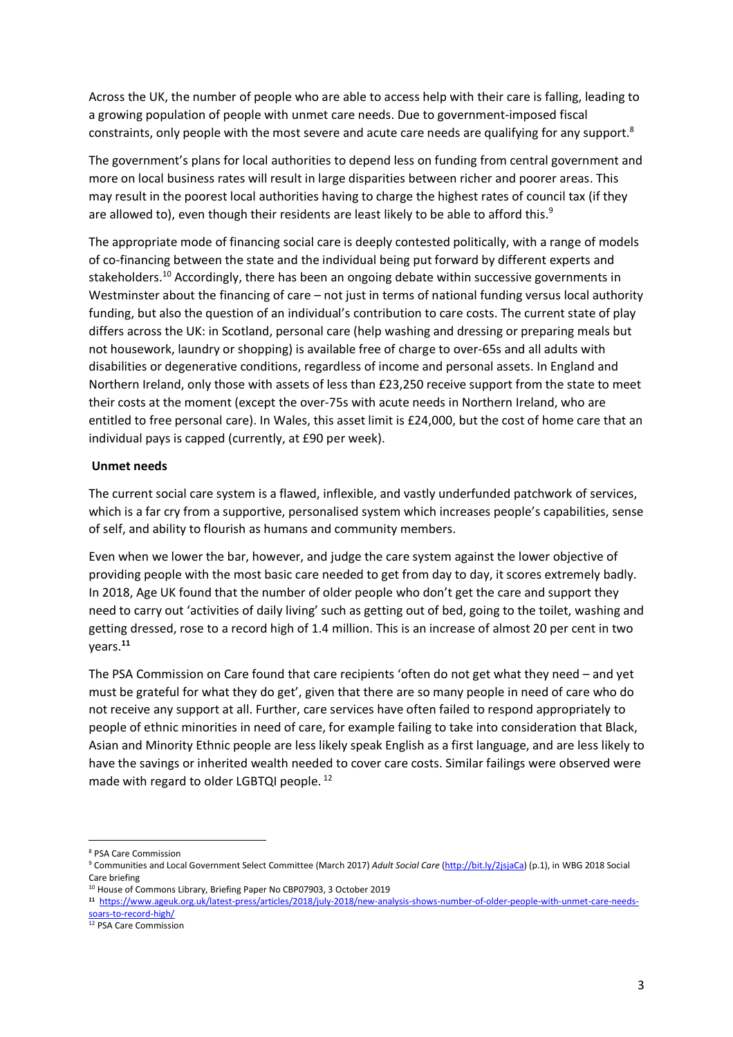Across the UK, the number of people who are able to access help with their care is falling, leading to a growing population of people with unmet care needs. Due to government-imposed fiscal constraints, only people with the most severe and acute care needs are qualifying for any support.[8]

The government's plans for local authorities to depend less on funding from central government and more on local business rates will result in large disparities between richer and poorer areas. This may result in the poorest local authorities having to charge the highest rates of council tax (if they are allowed to), even though their residents are least likely to be able to afford this.[9]

The appropriate mode of financing social care is deeply contested politically, with a range of models of co-financing between the state and the individual being put forward by different experts and stakeholders.[10] Accordingly, there has been an ongoing debate within successive governments in Westminster about the financing of care – not just in terms of national funding versus local authority funding, but also the question of an individual's contribution to care costs. The current state of play differs across the UK: in Scotland, personal care (help washing and dressing or preparing meals but not housework, laundry or shopping) is available free of charge to over-65s and all adults with disabilities or degenerative conditions, regardless of income and personal assets. In England and Northern Ireland, only those with assets of less than £23,250 receive support from the state to meet their costs at the moment (except the over-75s with acute needs in Northern Ireland, who are entitled to free personal care). In Wales, this asset limit is £24,000, but the cost of home care that an individual pays is capped (currently, at £90 per week).

**Unmet needs**

The current social care system is a flawed, inflexible, and vastly underfunded patchwork of services, which is a far cry from a supportive, personalised system which increases people's capabilities, sense of self, and ability to flourish as humans and community members.

Even when we lower the bar, however, and judge the care system against the lower objective of providing people with the most basic care needed to get from day to day, it scores extremely badly. In 2018, Age UK found that the number of older people who don't get the care and support they need to carry out 'activities of daily living' such as getting out of bed, going to the toilet, washing and getting dressed, rose to a record high of 1.4 million. This is an increase of almost 20 per cent in two years.[11]

The PSA Commission on Care found that care recipients 'often do not get what they need – and yet must be grateful for what they do get', given that there are so many people in need of care who do not receive any support at all. Further, care services have often failed to respond appropriately to people of ethnic minorities in need of care, for example failing to take into consideration that Black, Asian and Minority Ethnic people are less likely speak English as a first language, and are less likely to have the savings or inherited wealth needed to cover care costs. Similar failings were observed were made with regard to older LGBTQI people.[12]

---

[8] PSA Care Commission

[9] Communities and Local Government Select Committee (March 2017) *Adult Social Care* (http://bit.ly/2jsjaCa) (p.1), in WBG 2018 Social Care briefing

[10] House of Commons Library, Briefing Paper No CBP07903, 3 October 2019

[11] https://www.ageuk.org.uk/latest-press/articles/2018/july-2018/new-analysis-shows-number-of-older-people-with-unmet-care-needs-soars-to-record-high/

[12] PSA Care Commission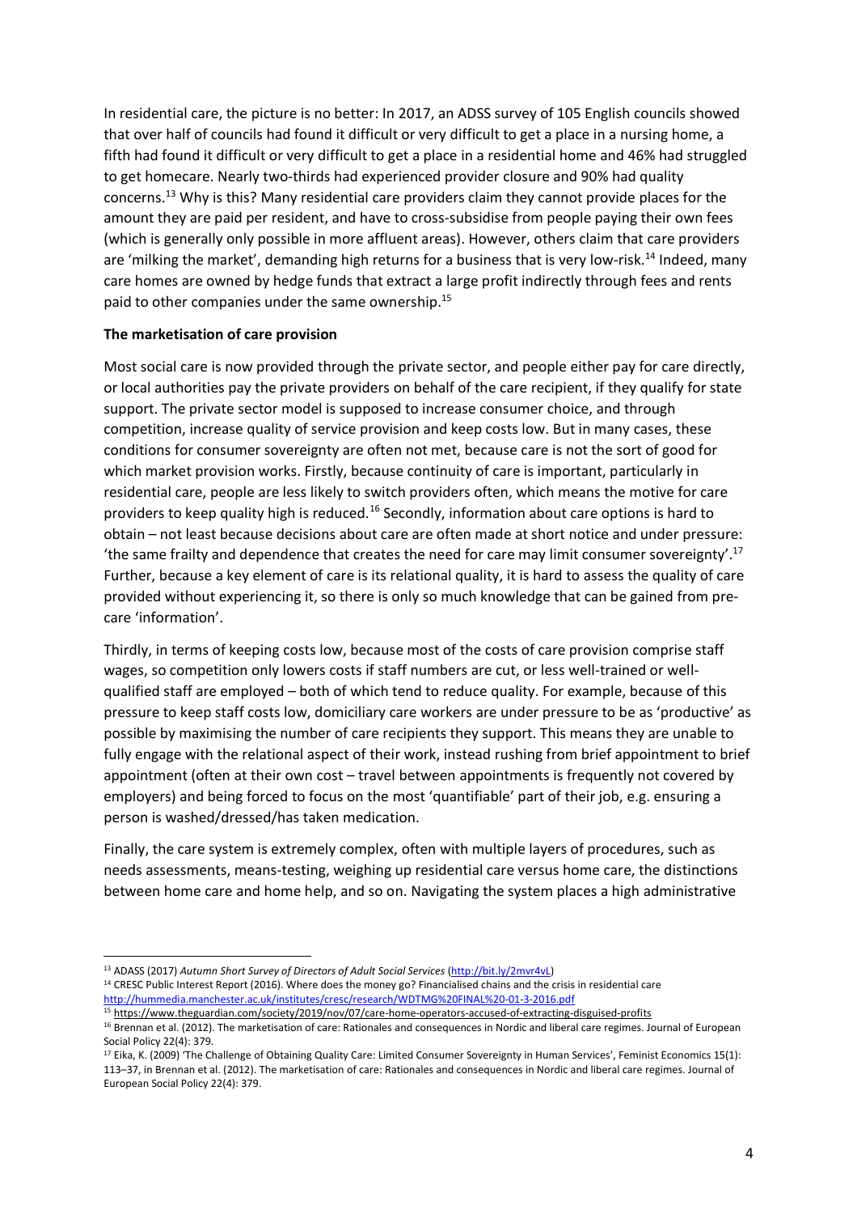In residential care, the picture is no better: In 2017, an ADSS survey of 105 English councils showed that over half of councils had found it difficult or very difficult to get a place in a nursing home, a fifth had found it difficult or very difficult to get a place in a residential home and 46% had struggled to get homecare. Nearly two-thirds had experienced provider closure and 90% had quality concerns.[13] Why is this? Many residential care providers claim they cannot provide places for the amount they are paid per resident, and have to cross-subsidise from people paying their own fees (which is generally only possible in more affluent areas). However, others claim that care providers are 'milking the market', demanding high returns for a business that is very low-risk.[14] Indeed, many care homes are owned by hedge funds that extract a large profit indirectly through fees and rents paid to other companies under the same ownership.[15]

**The marketisation of care provision**

Most social care is now provided through the private sector, and people either pay for care directly, or local authorities pay the private providers on behalf of the care recipient, if they qualify for state support. The private sector model is supposed to increase consumer choice, and through competition, increase quality of service provision and keep costs low. But in many cases, these conditions for consumer sovereignty are often not met, because care is not the sort of good for which market provision works. Firstly, because continuity of care is important, particularly in residential care, people are less likely to switch providers often, which means the motive for care providers to keep quality high is reduced.[16] Secondly, information about care options is hard to obtain – not least because decisions about care are often made at short notice and under pressure: 'the same frailty and dependence that creates the need for care may limit consumer sovereignty'.[17] Further, because a key element of care is its relational quality, it is hard to assess the quality of care provided without experiencing it, so there is only so much knowledge that can be gained from pre-care 'information'.

Thirdly, in terms of keeping costs low, because most of the costs of care provision comprise staff wages, so competition only lowers costs if staff numbers are cut, or less well-trained or well-qualified staff are employed – both of which tend to reduce quality. For example, because of this pressure to keep staff costs low, domiciliary care workers are under pressure to be as 'productive' as possible by maximising the number of care recipients they support. This means they are unable to fully engage with the relational aspect of their work, instead rushing from brief appointment to brief appointment (often at their own cost – travel between appointments is frequently not covered by employers) and being forced to focus on the most 'quantifiable' part of their job, e.g. ensuring a person is washed/dressed/has taken medication.

Finally, the care system is extremely complex, often with multiple layers of procedures, such as needs assessments, means-testing, weighing up residential care versus home care, the distinctions between home care and home help, and so on. Navigating the system places a high administrative

---

[13] ADASS (2017) *Autumn Short Survey of Directors of Adult Social Services* (http://bit.ly/2mvr4vL)

[14] CRESC Public Interest Report (2016). Where does the money go? Financialised chains and the crisis in residential care http://hummedia.manchester.ac.uk/institutes/cresc/research/WDTMG%20FINAL%20-01-3-2016.pdf

[15] https://www.theguardian.com/society/2019/nov/07/care-home-operators-accused-of-extracting-disguised-profits

[16] Brennan et al. (2012). The marketisation of care: Rationales and consequences in Nordic and liberal care regimes. Journal of European Social Policy 22(4): 379.

[17] Eika, K. (2009) 'The Challenge of Obtaining Quality Care: Limited Consumer Sovereignty in Human Services', Feminist Economics 15(1): 113–37, in Brennan et al. (2012). The marketisation of care: Rationales and consequences in Nordic and liberal care regimes. Journal of European Social Policy 22(4): 379.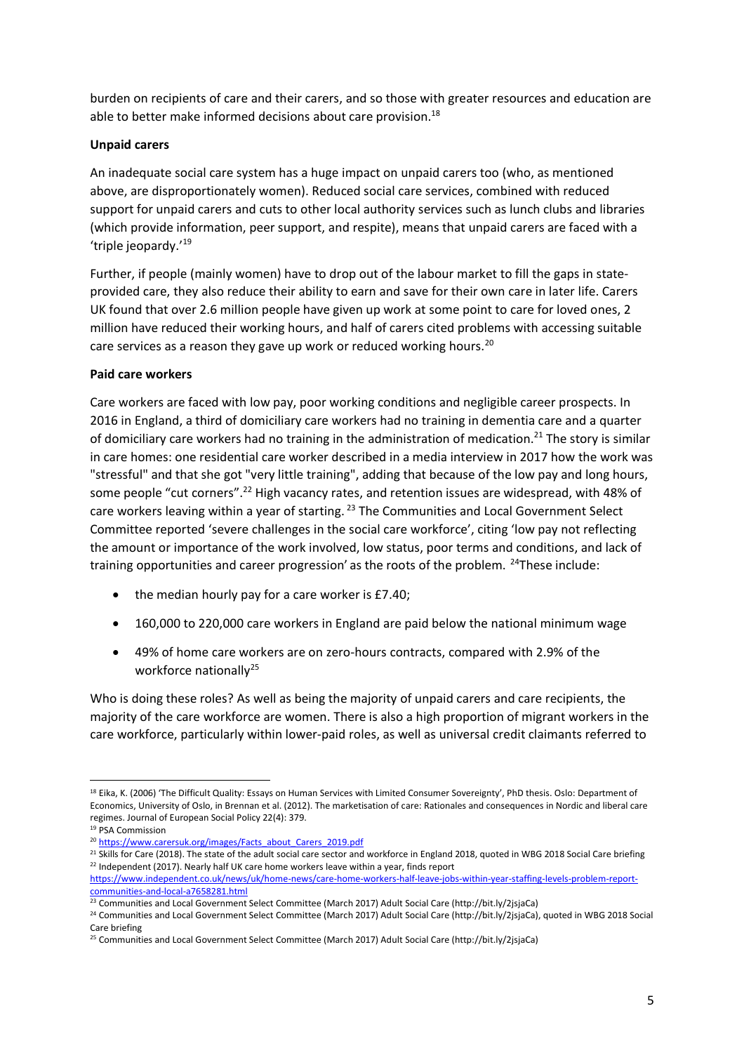burden on recipients of care and their carers, and so those with greater resources and education are able to better make informed decisions about care provision.[18]

**Unpaid carers**

An inadequate social care system has a huge impact on unpaid carers too (who, as mentioned above, are disproportionately women). Reduced social care services, combined with reduced support for unpaid carers and cuts to other local authority services such as lunch clubs and libraries (which provide information, peer support, and respite), means that unpaid carers are faced with a 'triple jeopardy.'[19]

Further, if people (mainly women) have to drop out of the labour market to fill the gaps in state-provided care, they also reduce their ability to earn and save for their own care in later life. Carers UK found that over 2.6 million people have given up work at some point to care for loved ones, 2 million have reduced their working hours, and half of carers cited problems with accessing suitable care services as a reason they gave up work or reduced working hours.[20]

**Paid care workers**

Care workers are faced with low pay, poor working conditions and negligible career prospects. In 2016 in England, a third of domiciliary care workers had no training in dementia care and a quarter of domiciliary care workers had no training in the administration of medication.[21] The story is similar in care homes: one residential care worker described in a media interview in 2017 how the work was "stressful" and that she got "very little training", adding that because of the low pay and long hours, some people "cut corners".[22] High vacancy rates, and retention issues are widespread, with 48% of care workers leaving within a year of starting.[23] The Communities and Local Government Select Committee reported 'severe challenges in the social care workforce', citing 'low pay not reflecting the amount or importance of the work involved, low status, poor terms and conditions, and lack of training opportunities and career progression' as the roots of the problem.[24] These include:

- the median hourly pay for a care worker is £7.40;
- 160,000 to 220,000 care workers in England are paid below the national minimum wage
- 49% of home care workers are on zero-hours contracts, compared with 2.9% of the workforce nationally[25]

Who is doing these roles? As well as being the majority of unpaid carers and care recipients, the majority of the care workforce are women. There is also a high proportion of migrant workers in the care workforce, particularly within lower-paid roles, as well as universal credit claimants referred to

---

[18] Eika, K. (2006) 'The Difficult Quality: Essays on Human Services with Limited Consumer Sovereignty', PhD thesis. Oslo: Department of Economics, University of Oslo, in Brennan et al. (2012). The marketisation of care: Rationales and consequences in Nordic and liberal care regimes. Journal of European Social Policy 22(4): 379.

[19] PSA Commission

[20] https://www.carersuk.org/images/Facts_about_Carers_2019.pdf

[21] Skills for Care (2018). The state of the adult social care sector and workforce in England 2018, quoted in WBG 2018 Social Care briefing

[22] Independent (2017). Nearly half UK care home workers leave within a year, finds report https://www.independent.co.uk/news/uk/home-news/care-home-workers-half-leave-jobs-within-year-staffing-levels-problem-report-communities-and-local-a7658281.html

[23] Communities and Local Government Select Committee (March 2017) Adult Social Care (http://bit.ly/2jsjaCa)

[24] Communities and Local Government Select Committee (March 2017) Adult Social Care (http://bit.ly/2jsjaCa), quoted in WBG 2018 Social Care briefing

[25] Communities and Local Government Select Committee (March 2017) Adult Social Care (http://bit.ly/2jsjaCa)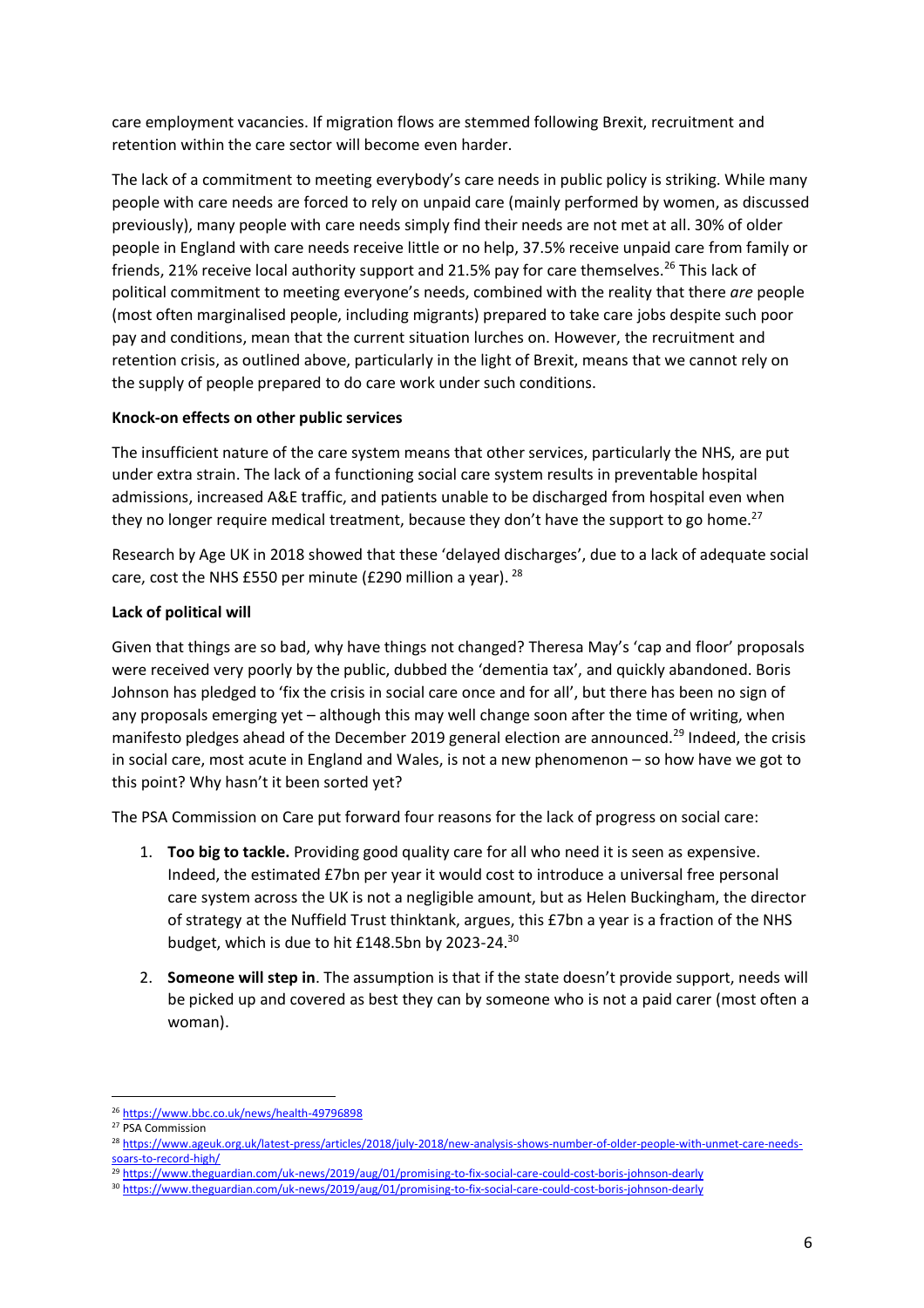care employment vacancies. If migration flows are stemmed following Brexit, recruitment and retention within the care sector will become even harder.

The lack of a commitment to meeting everybody's care needs in public policy is striking. While many people with care needs are forced to rely on unpaid care (mainly performed by women, as discussed previously), many people with care needs simply find their needs are not met at all. 30% of older people in England with care needs receive little or no help, 37.5% receive unpaid care from family or friends, 21% receive local authority support and 21.5% pay for care themselves.[26] This lack of political commitment to meeting everyone's needs, combined with the reality that there *are* people (most often marginalised people, including migrants) prepared to take care jobs despite such poor pay and conditions, mean that the current situation lurches on. However, the recruitment and retention crisis, as outlined above, particularly in the light of Brexit, means that we cannot rely on the supply of people prepared to do care work under such conditions.

**Knock-on effects on other public services**

The insufficient nature of the care system means that other services, particularly the NHS, are put under extra strain. The lack of a functioning social care system results in preventable hospital admissions, increased A&E traffic, and patients unable to be discharged from hospital even when they no longer require medical treatment, because they don't have the support to go home.[27]

Research by Age UK in 2018 showed that these 'delayed discharges', due to a lack of adequate social care, cost the NHS £550 per minute (£290 million a year). [28]

**Lack of political will**

Given that things are so bad, why have things not changed? Theresa May's 'cap and floor' proposals were received very poorly by the public, dubbed the 'dementia tax', and quickly abandoned. Boris Johnson has pledged to 'fix the crisis in social care once and for all', but there has been no sign of any proposals emerging yet – although this may well change soon after the time of writing, when manifesto pledges ahead of the December 2019 general election are announced.[29] Indeed, the crisis in social care, most acute in England and Wales, is not a new phenomenon – so how have we got to this point? Why hasn't it been sorted yet?

The PSA Commission on Care put forward four reasons for the lack of progress on social care:

1. **Too big to tackle.** Providing good quality care for all who need it is seen as expensive. Indeed, the estimated £7bn per year it would cost to introduce a universal free personal care system across the UK is not a negligible amount, but as Helen Buckingham, the director of strategy at the Nuffield Trust thinktank, argues, this £7bn a year is a fraction of the NHS budget, which is due to hit £148.5bn by 2023-24.[30]
2. **Someone will step in**. The assumption is that if the state doesn't provide support, needs will be picked up and covered as best they can by someone who is not a paid carer (most often a woman).

---

[26] https://www.bbc.co.uk/news/health-49796898

[27] PSA Commission

[28] https://www.ageuk.org.uk/latest-press/articles/2018/july-2018/new-analysis-shows-number-of-older-people-with-unmet-care-needs-soars-to-record-high/

[29] https://www.theguardian.com/uk-news/2019/aug/01/promising-to-fix-social-care-could-cost-boris-johnson-dearly

[30] https://www.theguardian.com/uk-news/2019/aug/01/promising-to-fix-social-care-could-cost-boris-johnson-dearly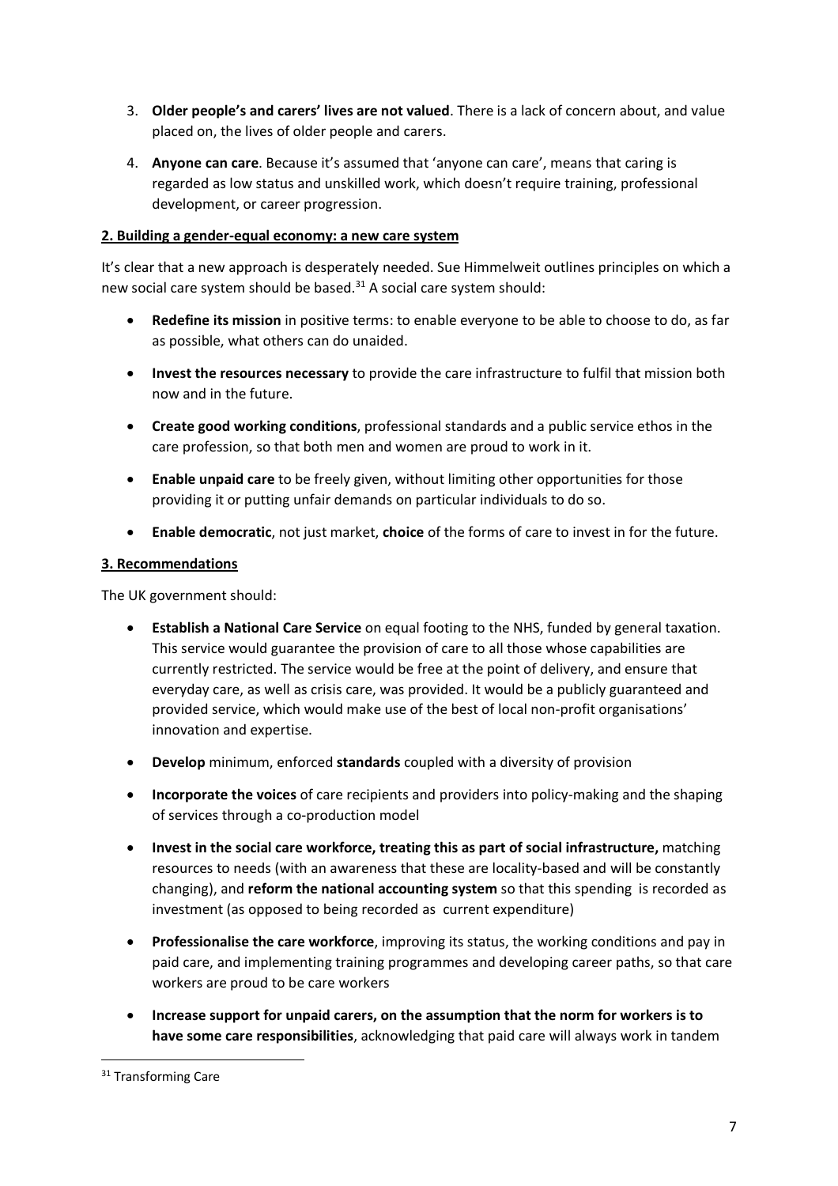3. **Older people's and carers' lives are not valued**. There is a lack of concern about, and value placed on, the lives of older people and carers.

4. **Anyone can care**. Because it's assumed that 'anyone can care', means that caring is regarded as low status and unskilled work, which doesn't require training, professional development, or career progression.

## 2. Building a gender-equal economy: a new care system

It's clear that a new approach is desperately needed. Sue Himmelweit outlines principles on which a new social care system should be based.[31] A social care system should:

- **Redefine its mission** in positive terms: to enable everyone to be able to choose to do, as far as possible, what others can do unaided.
- **Invest the resources necessary** to provide the care infrastructure to fulfil that mission both now and in the future.
- **Create good working conditions**, professional standards and a public service ethos in the care profession, so that both men and women are proud to work in it.
- **Enable unpaid care** to be freely given, without limiting other opportunities for those providing it or putting unfair demands on particular individuals to do so.
- **Enable democratic**, not just market, **choice** of the forms of care to invest in for the future.

## 3. Recommendations

The UK government should:

- **Establish a National Care Service** on equal footing to the NHS, funded by general taxation. This service would guarantee the provision of care to all those whose capabilities are currently restricted. The service would be free at the point of delivery, and ensure that everyday care, as well as crisis care, was provided. It would be a publicly guaranteed and provided service, which would make use of the best of local non-profit organisations' innovation and expertise.
- **Develop** minimum, enforced **standards** coupled with a diversity of provision
- **Incorporate the voices** of care recipients and providers into policy-making and the shaping of services through a co-production model
- **Invest in the social care workforce, treating this as part of social infrastructure,** matching resources to needs (with an awareness that these are locality-based and will be constantly changing), and **reform the national accounting system** so that this spending is recorded as investment (as opposed to being recorded as current expenditure)
- **Professionalise the care workforce**, improving its status, the working conditions and pay in paid care, and implementing training programmes and developing career paths, so that care workers are proud to be care workers
- **Increase support for unpaid carers, on the assumption that the norm for workers is to have some care responsibilities**, acknowledging that paid care will always work in tandem

---

[31] Transforming Care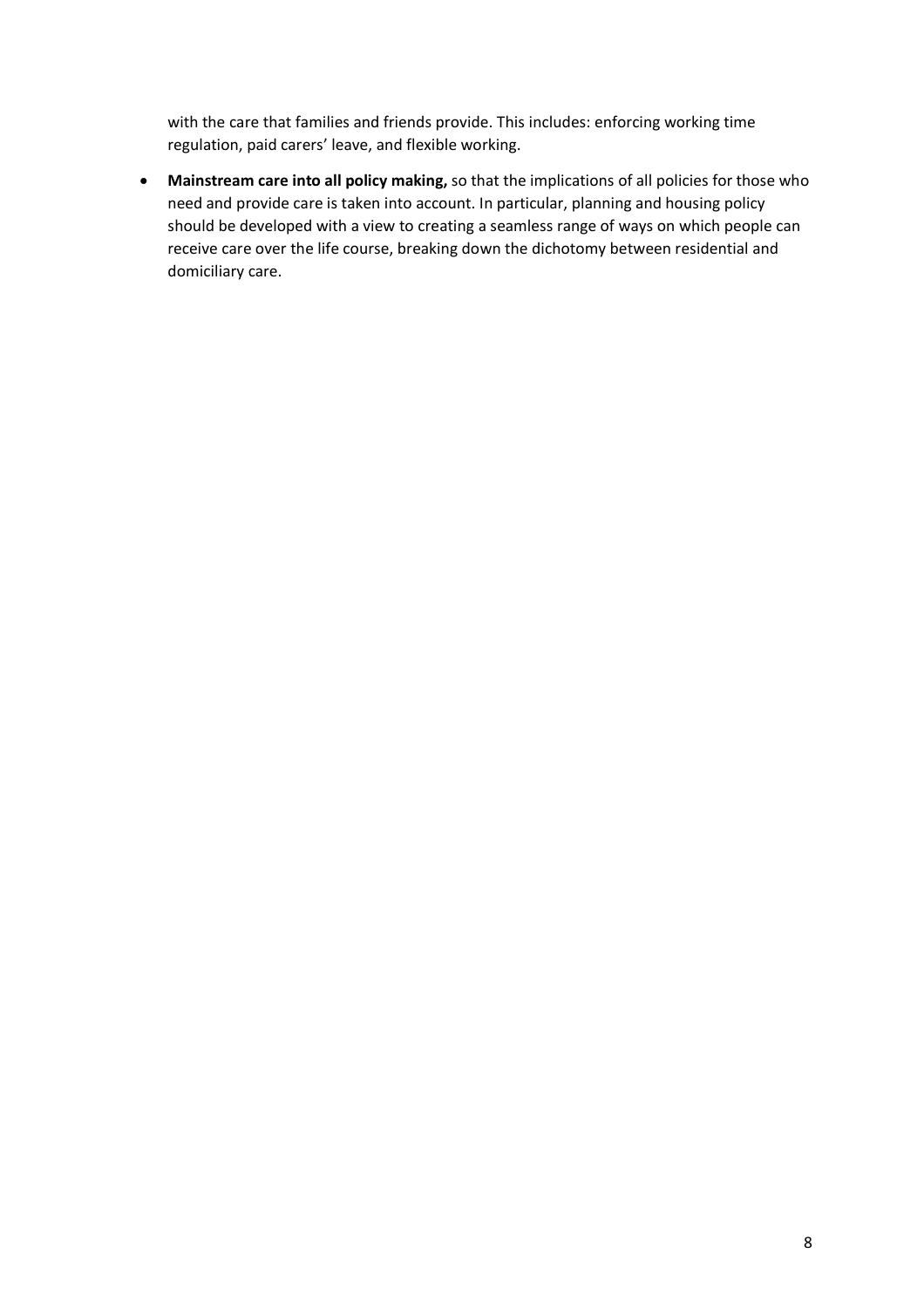with the care that families and friends provide. This includes: enforcing working time regulation, paid carers' leave, and flexible working.

- **Mainstream care into all policy making,** so that the implications of all policies for those who need and provide care is taken into account. In particular, planning and housing policy should be developed with a view to creating a seamless range of ways on which people can receive care over the life course, breaking down the dichotomy between residential and domiciliary care.